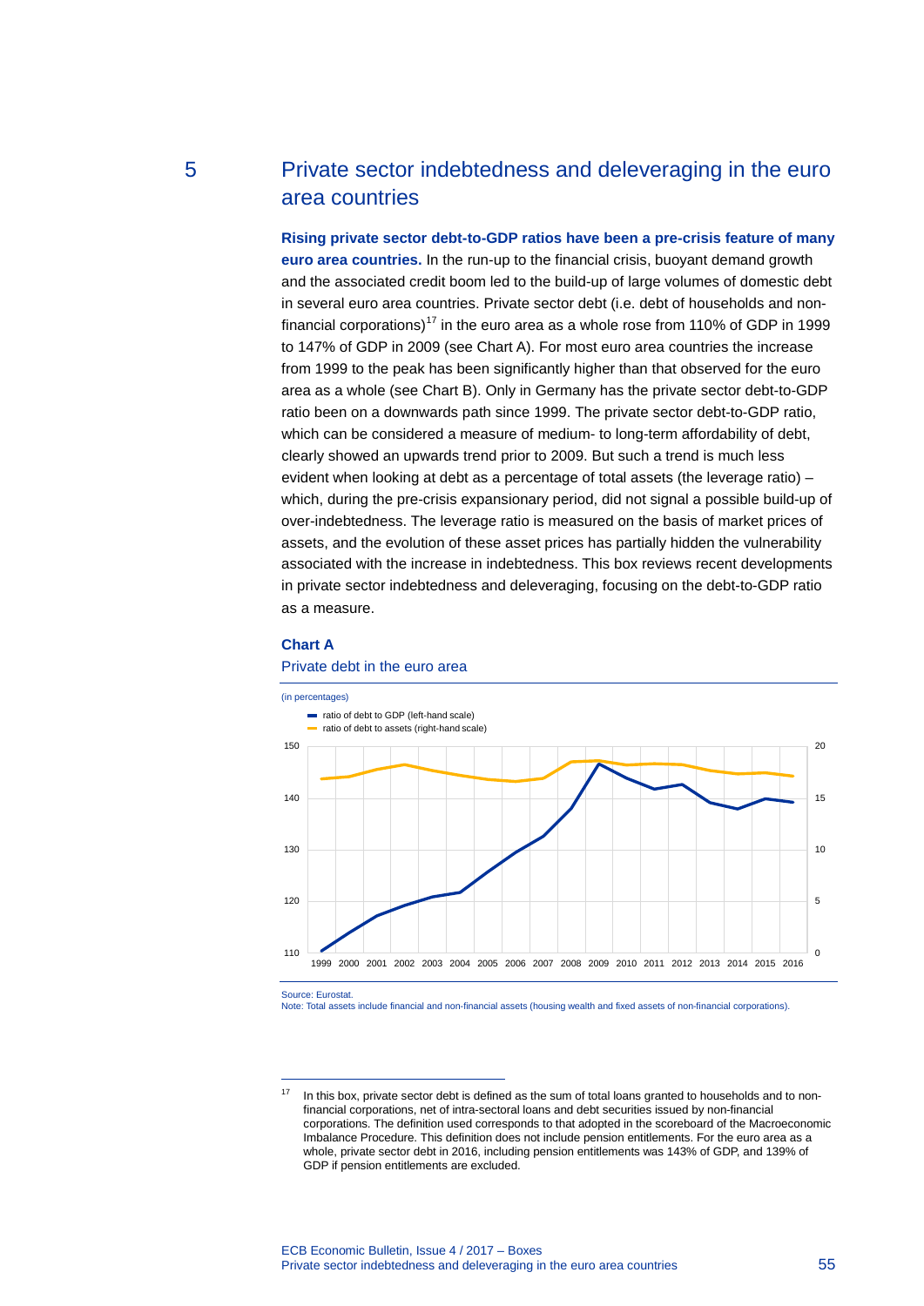# 5 Private sector indebtedness and deleveraging in the euro area countries

**Rising private sector debt-to-GDP ratios have been a pre-crisis feature of many euro area countries.** In the run-up to the financial crisis, buoyant demand growth and the associated credit boom led to the build-up of large volumes of domestic debt in several euro area countries. Private sector debt (i.e. debt of households and non-financial corporations)[17] in the euro area as a whole rose from 110% of GDP in 1999 to 147% of GDP in 2009 (see Chart A). For most euro area countries the increase from 1999 to the peak has been significantly higher than that observed for the euro area as a whole (see Chart B). Only in Germany has the private sector debt-to-GDP ratio been on a downwards path since 1999. The private sector debt-to-GDP ratio, which can be considered a measure of medium- to long-term affordability of debt, clearly showed an upwards trend prior to 2009. But such a trend is much less evident when looking at debt as a percentage of total assets (the leverage ratio) – which, during the pre-crisis expansionary period, did not signal a possible build-up of over-indebtedness. The leverage ratio is measured on the basis of market prices of assets, and the evolution of these asset prices has partially hidden the vulnerability associated with the increase in indebtedness. This box reviews recent developments in private sector indebtedness and deleveraging, focusing on the debt-to-GDP ratio as a measure.

**Chart A**

Private debt in the euro area

(in percentages)

- ratio of debt to GDP (left-hand scale)
- ratio of debt to assets (right-hand scale)

Source: Eurostat.
Note: Total assets include financial and non-financial assets (housing wealth and fixed assets of non-financial corporations).

---

[17] In this box, private sector debt is defined as the sum of total loans granted to households and to non-financial corporations, net of intra-sectoral loans and debt securities issued by non-financial corporations. The definition used corresponds to that adopted in the scoreboard of the Macroeconomic Imbalance Procedure. This definition does not include pension entitlements. For the euro area as a whole, private sector debt in 2016, including pension entitlements was 143% of GDP, and 139% of GDP if pension entitlements are excluded.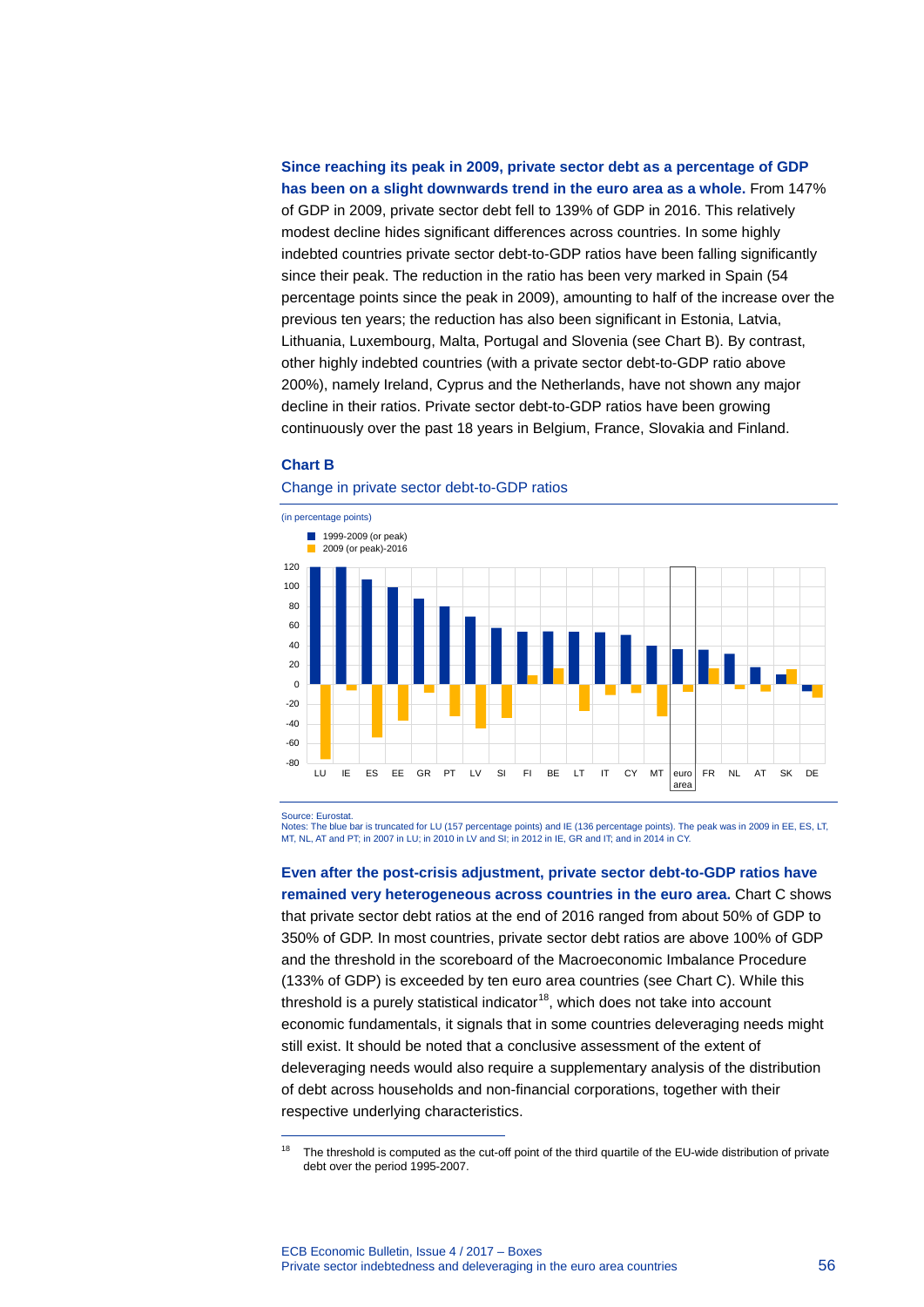**Since reaching its peak in 2009, private sector debt as a percentage of GDP has been on a slight downwards trend in the euro area as a whole.** From 147% of GDP in 2009, private sector debt fell to 139% of GDP in 2016. This relatively modest decline hides significant differences across countries. In some highly indebted countries private sector debt-to-GDP ratios have been falling significantly since their peak. The reduction in the ratio has been very marked in Spain (54 percentage points since the peak in 2009), amounting to half of the increase over the previous ten years; the reduction has also been significant in Estonia, Latvia, Lithuania, Luxembourg, Malta, Portugal and Slovenia (see Chart B). By contrast, other highly indebted countries (with a private sector debt-to-GDP ratio above 200%), namely Ireland, Cyprus and the Netherlands, have not shown any major decline in their ratios. Private sector debt-to-GDP ratios have been growing continuously over the past 18 years in Belgium, France, Slovakia and Finland.

**Chart B**

Change in private sector debt-to-GDP ratios

(in percentage points)

- 1999-2009 (or peak)
- 2009 (or peak)-2016

Countries shown: LU, IE, ES, EE, GR, PT, LV, SI, FI, BE, LT, IT, CY, MT, euro area, FR, NL, AT, SK, DE

Source: Eurostat.
Notes: The blue bar is truncated for LU (157 percentage points) and IE (136 percentage points). The peak was in 2009 in EE, ES, LT, MT, NL, AT and PT; in 2007 in LU; in 2010 in LV and SI; in 2012 in IE, GR and IT; and in 2014 in CY.

**Even after the post-crisis adjustment, private sector debt-to-GDP ratios have remained very heterogeneous across countries in the euro area.** Chart C shows that private sector debt ratios at the end of 2016 ranged from about 50% of GDP to 350% of GDP. In most countries, private sector debt ratios are above 100% of GDP and the threshold in the scoreboard of the Macroeconomic Imbalance Procedure (133% of GDP) is exceeded by ten euro area countries (see Chart C). While this threshold is a purely statistical indicator[18], which does not take into account economic fundamentals, it signals that in some countries deleveraging needs might still exist. It should be noted that a conclusive assessment of the extent of deleveraging needs would also require a supplementary analysis of the distribution of debt across households and non-financial corporations, together with their respective underlying characteristics.

[18] The threshold is computed as the cut-off point of the third quartile of the EU-wide distribution of private debt over the period 1995-2007.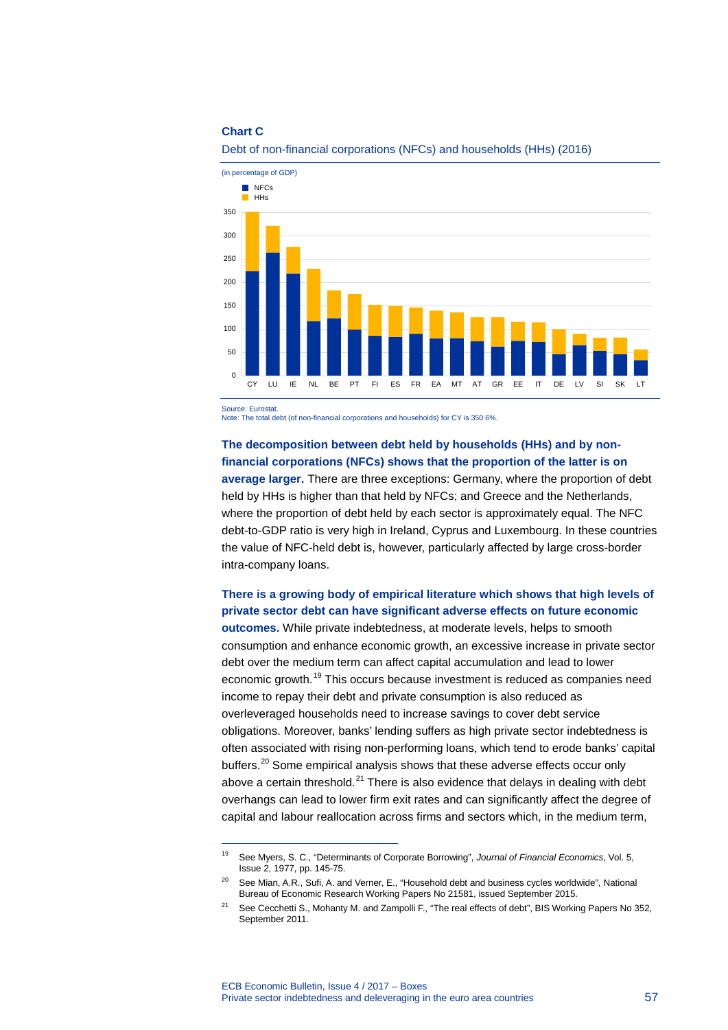**Chart C**

Debt of non-financial corporations (NFCs) and households (HHs) (2016)

(in percentage of GDP)

Source: Eurostat.
Note: The total debt (of non-financial corporations and households) for CY is 350.6%.

**The decomposition between debt held by households (HHs) and by non-financial corporations (NFCs) shows that the proportion of the latter is on average larger.** There are three exceptions: Germany, where the proportion of debt held by HHs is higher than that held by NFCs; and Greece and the Netherlands, where the proportion of debt held by each sector is approximately equal. The NFC debt-to-GDP ratio is very high in Ireland, Cyprus and Luxembourg. In these countries the value of NFC-held debt is, however, particularly affected by large cross-border intra-company loans.

**There is a growing body of empirical literature which shows that high levels of private sector debt can have significant adverse effects on future economic outcomes.** While private indebtedness, at moderate levels, helps to smooth consumption and enhance economic growth, an excessive increase in private sector debt over the medium term can affect capital accumulation and lead to lower economic growth.[19] This occurs because investment is reduced as companies need income to repay their debt and private consumption is also reduced as overleveraged households need to increase savings to cover debt service obligations. Moreover, banks' lending suffers as high private sector indebtedness is often associated with rising non-performing loans, which tend to erode banks' capital buffers.[20] Some empirical analysis shows that these adverse effects occur only above a certain threshold.[21] There is also evidence that delays in dealing with debt overhangs can lead to lower firm exit rates and can significantly affect the degree of capital and labour reallocation across firms and sectors which, in the medium term,

---

[19] See Myers, S. C., "Determinants of Corporate Borrowing", *Journal of Financial Economics*, Vol. 5, Issue 2, 1977, pp. 145-75.

[20] See Mian, A.R., Sufi, A. and Verner, E., "Household debt and business cycles worldwide", National Bureau of Economic Research Working Papers No 21581, issued September 2015.

[21] See Cecchetti S., Mohanty M. and Zampolli F., "The real effects of debt", BIS Working Papers No 352, September 2011.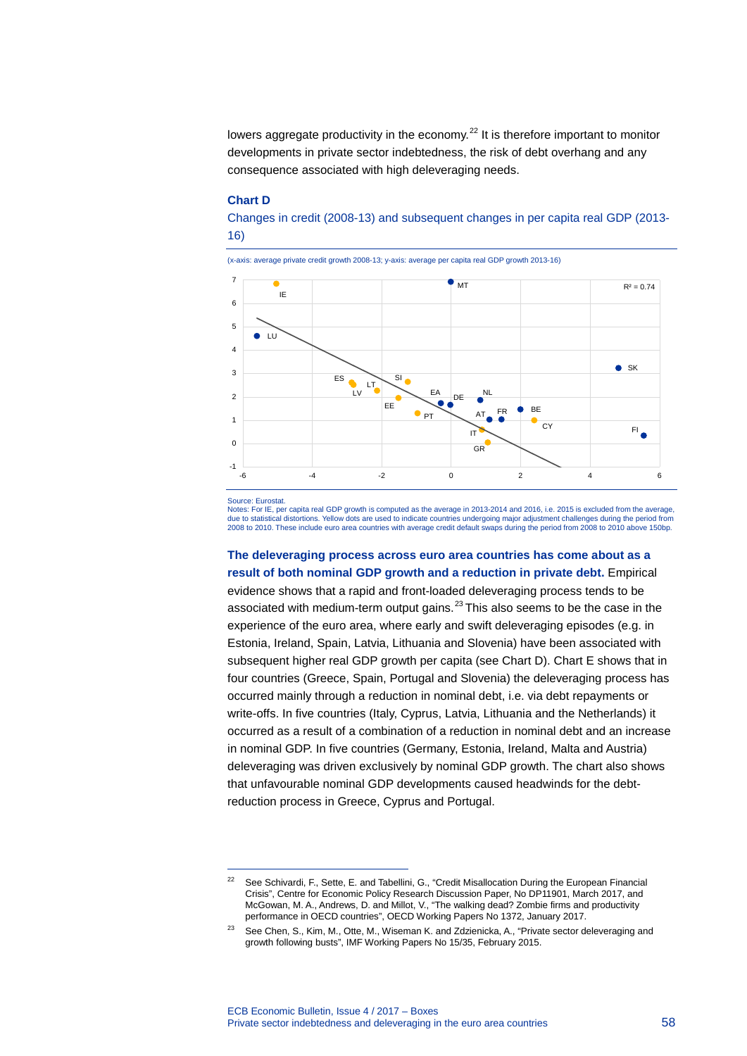lowers aggregate productivity in the economy.[22] It is therefore important to monitor developments in private sector indebtedness, the risk of debt overhang and any consequence associated with high deleveraging needs.

### Chart D

Changes in credit (2008-13) and subsequent changes in per capita real GDP (2013-16)

(x-axis: average private credit growth 2008-13; y-axis: average per capita real GDP growth 2013-16)

Source: Eurostat.
Notes: For IE, per capita real GDP growth is computed as the average in 2013-2014 and 2016, i.e. 2015 is excluded from the average, due to statistical distortions. Yellow dots are used to indicate countries undergoing major adjustment challenges during the period from 2008 to 2010. These include euro area countries with average credit default swaps during the period from 2008 to 2010 above 150bp.

**The deleveraging process across euro area countries has come about as a result of both nominal GDP growth and a reduction in private debt.** Empirical evidence shows that a rapid and front-loaded deleveraging process tends to be associated with medium-term output gains.[23] This also seems to be the case in the experience of the euro area, where early and swift deleveraging episodes (e.g. in Estonia, Ireland, Spain, Latvia, Lithuania and Slovenia) have been associated with subsequent higher real GDP growth per capita (see Chart D). Chart E shows that in four countries (Greece, Spain, Portugal and Slovenia) the deleveraging process has occurred mainly through a reduction in nominal debt, i.e. via debt repayments or write-offs. In five countries (Italy, Cyprus, Latvia, Lithuania and the Netherlands) it occurred as a result of a combination of a reduction in nominal debt and an increase in nominal GDP. In five countries (Germany, Estonia, Ireland, Malta and Austria) deleveraging was driven exclusively by nominal GDP growth. The chart also shows that unfavourable nominal GDP developments caused headwinds for the debt-reduction process in Greece, Cyprus and Portugal.

---

[22] See Schivardi, F., Sette, E. and Tabellini, G., "Credit Misallocation During the European Financial Crisis", Centre for Economic Policy Research Discussion Paper, No DP11901, March 2017, and McGowan, M. A., Andrews, D. and Millot, V., "The walking dead? Zombie firms and productivity performance in OECD countries", OECD Working Papers No 1372, January 2017.

[23] See Chen, S., Kim, M., Otte, M., Wiseman K. and Zdzienicka, A., "Private sector deleveraging and growth following busts", IMF Working Papers No 15/35, February 2015.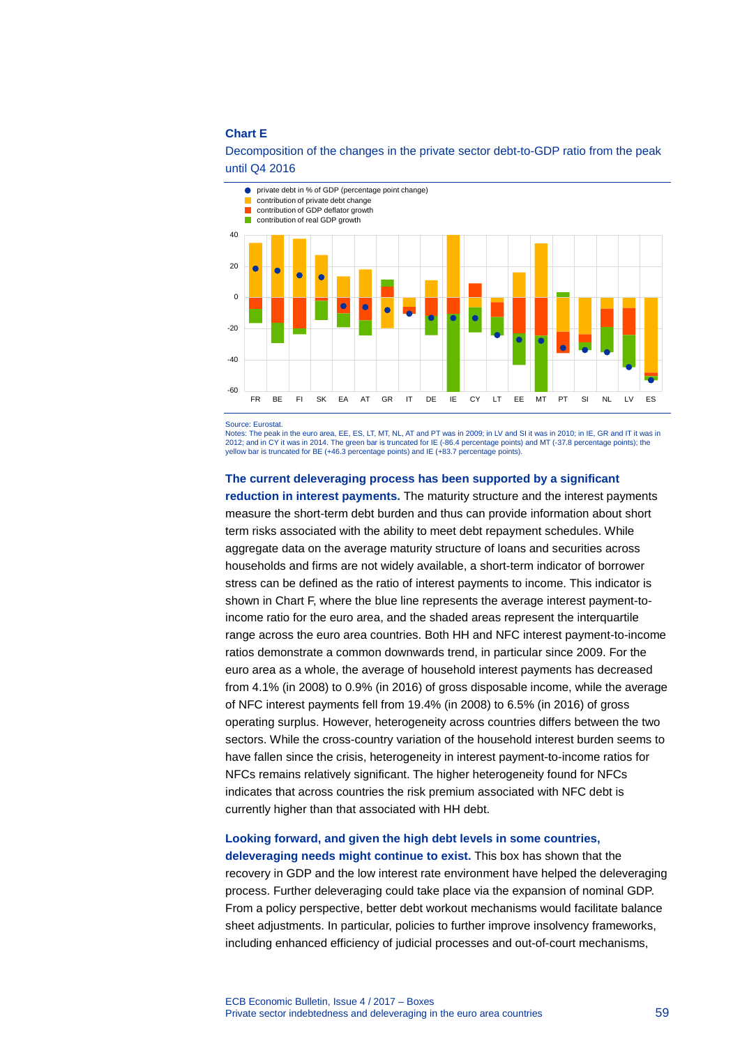**Chart E**

Decomposition of the changes in the private sector debt-to-GDP ratio from the peak until Q4 2016

Source: Eurostat.
Notes: The peak in the euro area, EE, ES, LT, MT, NL, AT and PT was in 2009; in LV and SI it was in 2010; in IE, GR and IT it was in 2012; and in CY it was in 2014. The green bar is truncated for IE (-86.4 percentage points) and MT (-37.8 percentage points); the yellow bar is truncated for BE (+46.3 percentage points) and IE (+83.7 percentage points).

**The current deleveraging process has been supported by a significant reduction in interest payments.** The maturity structure and the interest payments measure the short-term debt burden and thus can provide information about short term risks associated with the ability to meet debt repayment schedules. While aggregate data on the average maturity structure of loans and securities across households and firms are not widely available, a short-term indicator of borrower stress can be defined as the ratio of interest payments to income. This indicator is shown in Chart F, where the blue line represents the average interest payment-to-income ratio for the euro area, and the shaded areas represent the interquartile range across the euro area countries. Both HH and NFC interest payment-to-income ratios demonstrate a common downwards trend, in particular since 2009. For the euro area as a whole, the average of household interest payments has decreased from 4.1% (in 2008) to 0.9% (in 2016) of gross disposable income, while the average of NFC interest payments fell from 19.4% (in 2008) to 6.5% (in 2016) of gross operating surplus. However, heterogeneity across countries differs between the two sectors. While the cross-country variation of the household interest burden seems to have fallen since the crisis, heterogeneity in interest payment-to-income ratios for NFCs remains relatively significant. The higher heterogeneity found for NFCs indicates that across countries the risk premium associated with NFC debt is currently higher than that associated with HH debt.

**Looking forward, and given the high debt levels in some countries, deleveraging needs might continue to exist.** This box has shown that the recovery in GDP and the low interest rate environment have helped the deleveraging process. Further deleveraging could take place via the expansion of nominal GDP. From a policy perspective, better debt workout mechanisms would facilitate balance sheet adjustments. In particular, policies to further improve insolvency frameworks, including enhanced efficiency of judicial processes and out-of-court mechanisms,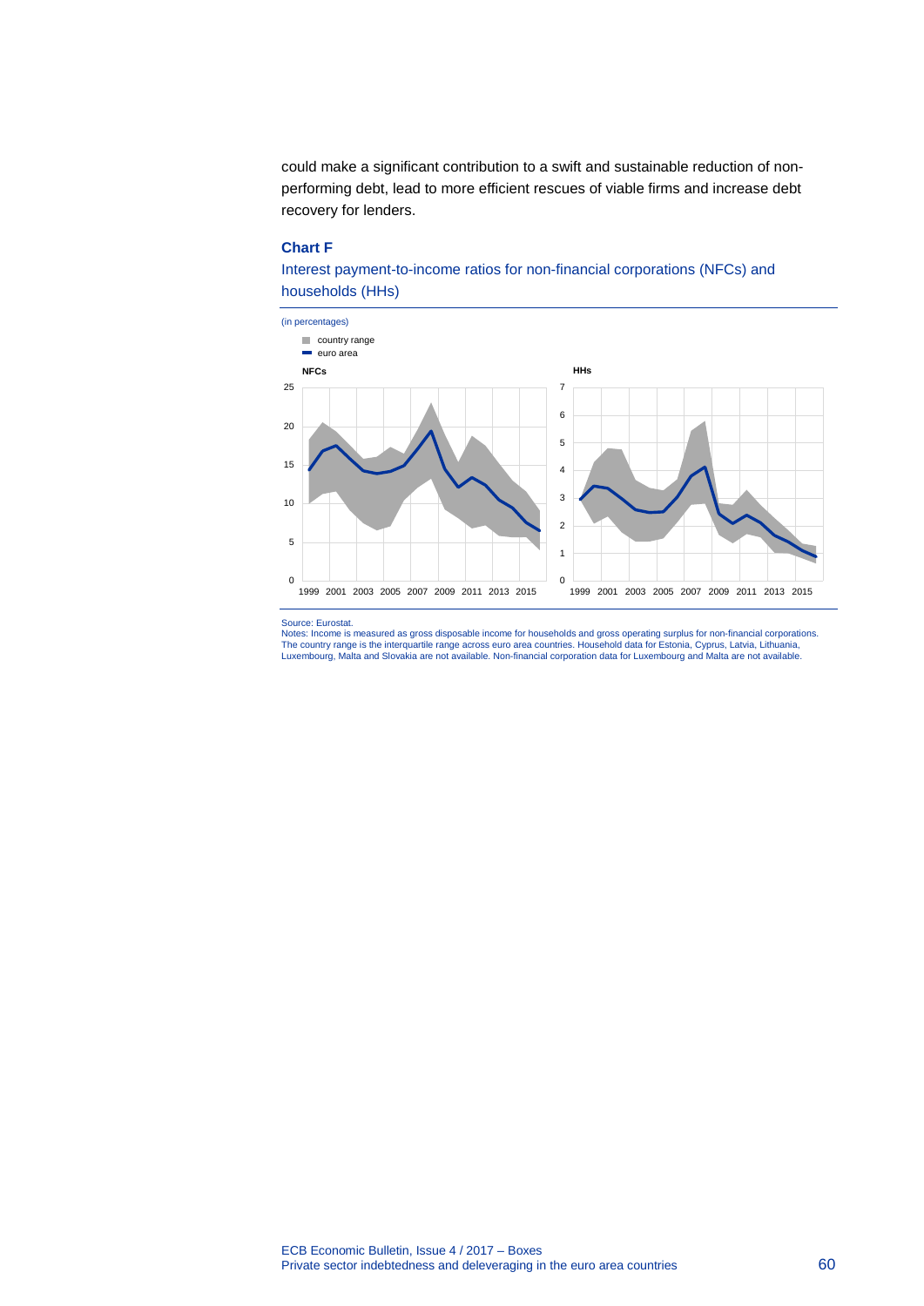could make a significant contribution to a swift and sustainable reduction of non-performing debt, lead to more efficient rescues of viable firms and increase debt recovery for lenders.

**Chart F**

Interest payment-to-income ratios for non-financial corporations (NFCs) and households (HHs)

(in percentages)

country range
euro area

NFCs

25
20
15
10
5
0

1999 2001 2003 2005 2007 2009 2011 2013 2015

HHs

7
6
5
4
3
2
1
0

1999 2001 2003 2005 2007 2009 2011 2013 2015

Source: Eurostat.
Notes: Income is measured as gross disposable income for households and gross operating surplus for non-financial corporations. The country range is the interquartile range across euro area countries. Household data for Estonia, Cyprus, Latvia, Lithuania, Luxembourg, Malta and Slovakia are not available. Non-financial corporation data for Luxembourg and Malta are not available.